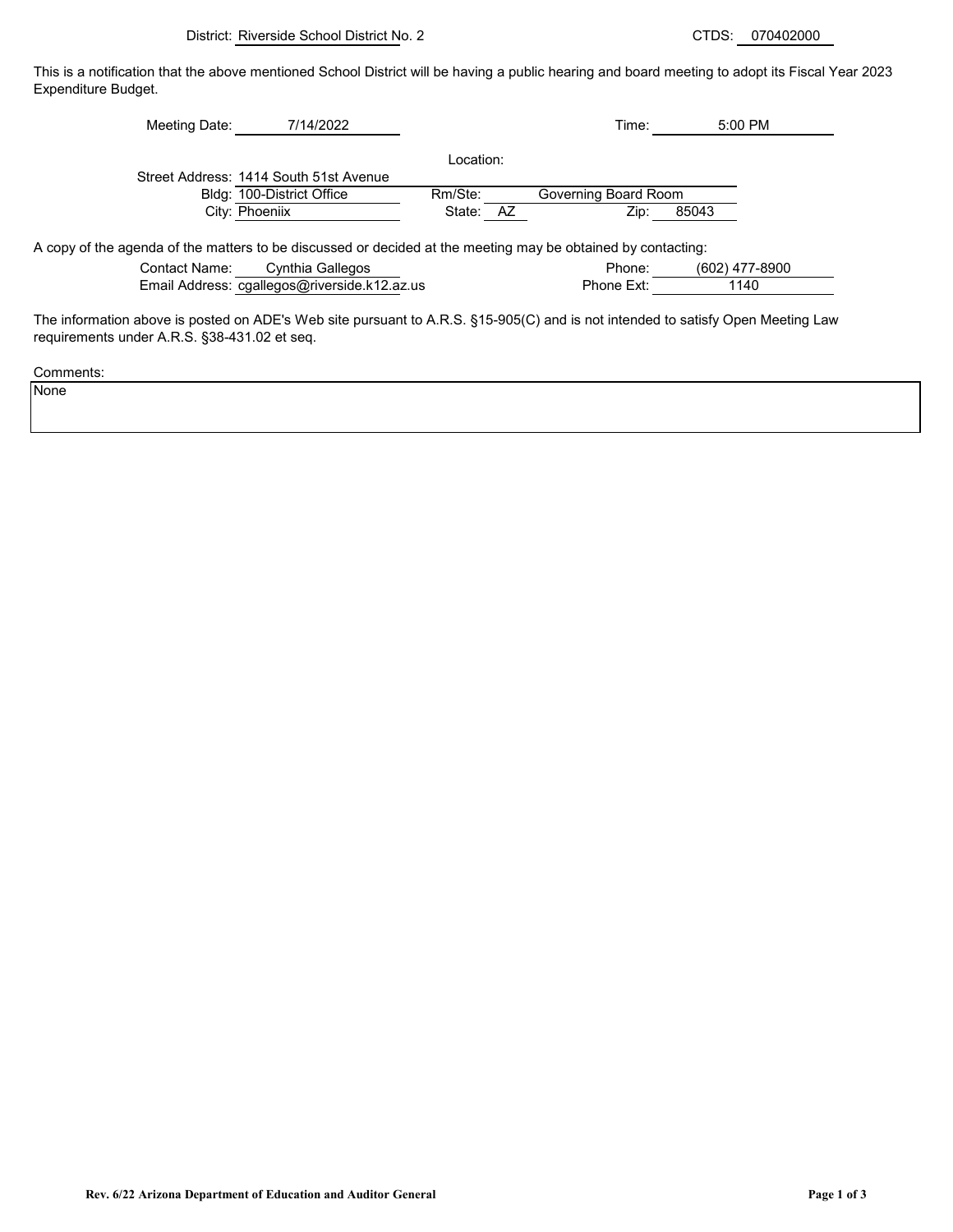District: Riverside School District No. 2

CTDS: 070402000

This is a notification that the above mentioned School District will be having a public hearing and board meeting to adopt its Fiscal Year 2023 Expenditure Budget.

Meeting Date: 7/14/2022

Time: 5:00 PM

Location:

Street Address: 1414 South 51st Avenue

Bldg: 100-District Office

Rm/Ste: Governing Board Room

City: Phoeniix

State: AZ

Zip: 85043

A copy of the agenda of the matters to be discussed or decided at the meeting may be obtained by contacting:

Contact Name: Cynthia Gallegos

Phone: (602) 477-8900

Email Address: cgallegos@riverside.k12.az.us

Phone Ext: 1140

The information above is posted on ADE's Web site pursuant to A.R.S. §15-905(C) and is not intended to satisfy Open Meeting Law requirements under A.R.S. §38-431.02 et seq.

Comments:

None

Rev. 6/22 Arizona Department of Education and Auditor General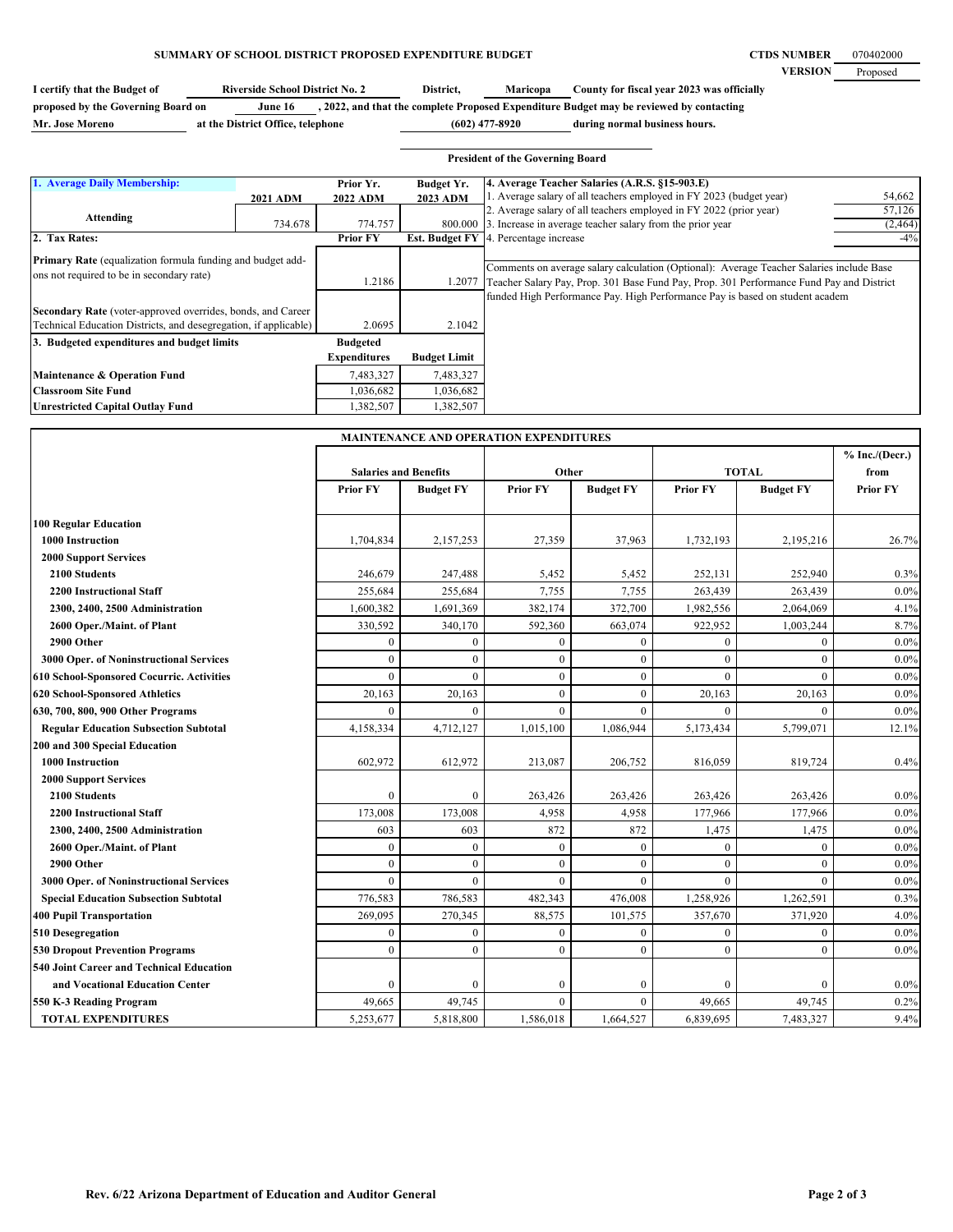## SUMMARY OF SCHOOL DISTRICT PROPOSED EXPENDITURE BUDGET

**CTDS NUMBER** 070402000
**VERSION** Proposed

**I certify that the Budget of** Riverside School District No. 2 **District,** Maricopa **County for fiscal year 2023 was officially proposed by the Governing Board on** June 16 **, 2022, and that the complete Proposed Expenditure Budget may be reviewed by contacting** Mr. Jose Moreno **at the District Office, telephone** (602) 477-8920 **during normal business hours.**

**President of the Governing Board**

| 1. Average Daily Membership: | 2021 ADM | Prior Yr. 2022 ADM | Budget Yr. 2023 ADM |
|---|---|---|---|
| Attending | 734.678 | 774.757 | 800.000 |
| **2. Tax Rates:** | | **Prior FY** | **Est. Budget FY** |
| **Primary Rate** (equalization formula funding and budget add-ons not required to be in secondary rate) | | 1.2186 | 1.2077 |
| **Secondary Rate** (voter-approved overrides, bonds, and Career Technical Education Districts, and desegregation, if applicable) | | 2.0695 | 2.1042 |
| **3. Budgeted expenditures and budget limits** | | **Budgeted Expenditures** | **Budget Limit** |
| **Maintenance & Operation Fund** | | 7,483,327 | 7,483,327 |
| **Classroom Site Fund** | | 1,036,682 | 1,036,682 |
| **Unrestricted Capital Outlay Fund** | | 1,382,507 | 1,382,507 |

| 4. Average Teacher Salaries (A.R.S. §15-903.E) | |
|---|---|
| 1. Average salary of all teachers employed in FY 2023 (budget year) | 54,662 |
| 2. Average salary of all teachers employed in FY 2022 (prior year) | 57,126 |
| 3. Increase in average teacher salary from the prior year | (2,464) |
| 4. Percentage increase | -4% |

Comments on average salary calculation (Optional): Average Teacher Salaries include Base Teacher Salary Pay, Prop. 301 Base Fund Pay, Prop. 301 Performance Fund Pay and District funded High Performance Pay. High Performance Pay is based on student academ

| MAINTENANCE AND OPERATION EXPENDITURES | Salaries and Benefits | | Other | | TOTAL | | % Inc./(Decr.) from |
|---|---|---|---|---|---|---|---|
| | Prior FY | Budget FY | Prior FY | Budget FY | Prior FY | Budget FY | Prior FY |
| **100 Regular Education** | | | | | | | |
| **1000 Instruction** | 1,704,834 | 2,157,253 | 27,359 | 37,963 | 1,732,193 | 2,195,216 | 26.7% |
| **2000 Support Services** | | | | | | | |
| **2100 Students** | 246,679 | 247,488 | 5,452 | 5,452 | 252,131 | 252,940 | 0.3% |
| **2200 Instructional Staff** | 255,684 | 255,684 | 7,755 | 7,755 | 263,439 | 263,439 | 0.0% |
| **2300, 2400, 2500 Administration** | 1,600,382 | 1,691,369 | 382,174 | 372,700 | 1,982,556 | 2,064,069 | 4.1% |
| **2600 Oper./Maint. of Plant** | 330,592 | 340,170 | 592,360 | 663,074 | 922,952 | 1,003,244 | 8.7% |
| **2900 Other** | 0 | 0 | 0 | 0 | 0 | 0 | 0.0% |
| **3000 Oper. of Noninstructional Services** | 0 | 0 | 0 | 0 | 0 | 0 | 0.0% |
| **610 School-Sponsored Cocurric. Activities** | 0 | 0 | 0 | 0 | 0 | 0 | 0.0% |
| **620 School-Sponsored Athletics** | 20,163 | 20,163 | 0 | 0 | 20,163 | 20,163 | 0.0% |
| **630, 700, 800, 900 Other Programs** | 0 | 0 | 0 | 0 | 0 | 0 | 0.0% |
| **Regular Education Subsection Subtotal** | 4,158,334 | 4,712,127 | 1,015,100 | 1,086,944 | 5,173,434 | 5,799,071 | 12.1% |
| **200 and 300 Special Education** | | | | | | | |
| **1000 Instruction** | 602,972 | 612,972 | 213,087 | 206,752 | 816,059 | 819,724 | 0.4% |
| **2000 Support Services** | | | | | | | |
| **2100 Students** | 0 | 0 | 263,426 | 263,426 | 263,426 | 263,426 | 0.0% |
| **2200 Instructional Staff** | 173,008 | 173,008 | 4,958 | 4,958 | 177,966 | 177,966 | 0.0% |
| **2300, 2400, 2500 Administration** | 603 | 603 | 872 | 872 | 1,475 | 1,475 | 0.0% |
| **2600 Oper./Maint. of Plant** | 0 | 0 | 0 | 0 | 0 | 0 | 0.0% |
| **2900 Other** | 0 | 0 | 0 | 0 | 0 | 0 | 0.0% |
| **3000 Oper. of Noninstructional Services** | 0 | 0 | 0 | 0 | 0 | 0 | 0.0% |
| **Special Education Subsection Subtotal** | 776,583 | 786,583 | 482,343 | 476,008 | 1,258,926 | 1,262,591 | 0.3% |
| **400 Pupil Transportation** | 269,095 | 270,345 | 88,575 | 101,575 | 357,670 | 371,920 | 4.0% |
| **510 Desegregation** | 0 | 0 | 0 | 0 | 0 | 0 | 0.0% |
| **530 Dropout Prevention Programs** | 0 | 0 | 0 | 0 | 0 | 0 | 0.0% |
| **540 Joint Career and Technical Education and Vocational Education Center** | 0 | 0 | 0 | 0 | 0 | 0 | 0.0% |
| **550 K-3 Reading Program** | 49,665 | 49,745 | 0 | 0 | 49,665 | 49,745 | 0.2% |
| **TOTAL EXPENDITURES** | 5,253,677 | 5,818,800 | 1,586,018 | 1,664,527 | 6,839,695 | 7,483,327 | 9.4% |

Rev. 6/22 Arizona Department of Education and Auditor General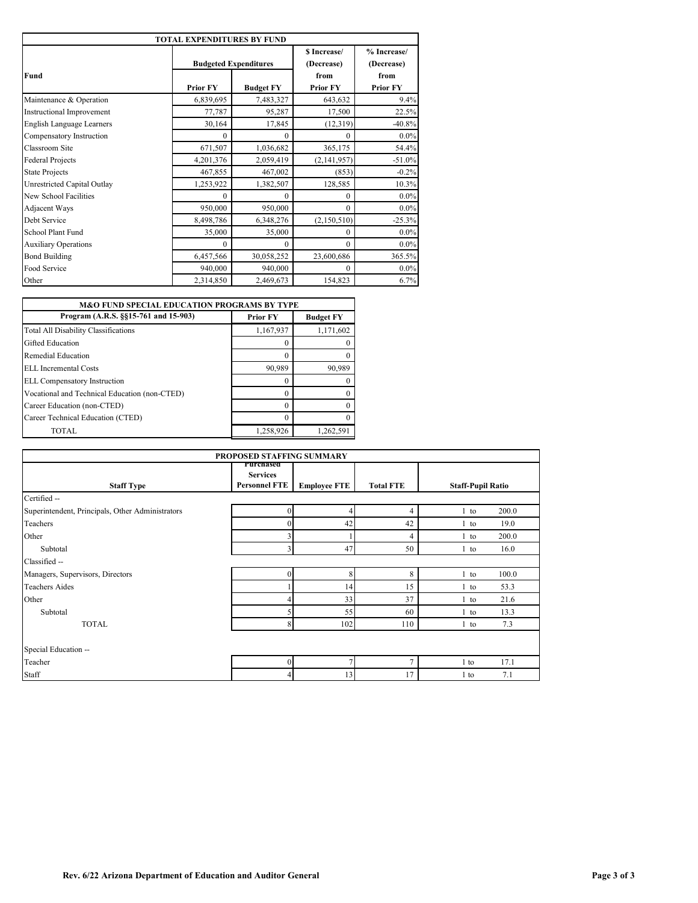| TOTAL EXPENDITURES BY FUND | | | | |
|---|---|---|---|---|
| Fund | Budgeted Expenditures | | $ Increase/ (Decrease) from | % Increase/ (Decrease) from |
| | Prior FY | Budget FY | Prior FY | Prior FY |
| Maintenance & Operation | 6,839,695 | 7,483,327 | 643,632 | 9.4% |
| Instructional Improvement | 77,787 | 95,287 | 17,500 | 22.5% |
| English Language Learners | 30,164 | 17,845 | (12,319) | -40.8% |
| Compensatory Instruction | 0 | 0 | 0 | 0.0% |
| Classroom Site | 671,507 | 1,036,682 | 365,175 | 54.4% |
| Federal Projects | 4,201,376 | 2,059,419 | (2,141,957) | -51.0% |
| State Projects | 467,855 | 467,002 | (853) | -0.2% |
| Unrestricted Capital Outlay | 1,253,922 | 1,382,507 | 128,585 | 10.3% |
| New School Facilities | 0 | 0 | 0 | 0.0% |
| Adjacent Ways | 950,000 | 950,000 | 0 | 0.0% |
| Debt Service | 8,498,786 | 6,348,276 | (2,150,510) | -25.3% |
| School Plant Fund | 35,000 | 35,000 | 0 | 0.0% |
| Auxiliary Operations | 0 | 0 | 0 | 0.0% |
| Bond Building | 6,457,566 | 30,058,252 | 23,600,686 | 365.5% |
| Food Service | 940,000 | 940,000 | 0 | 0.0% |
| Other | 2,314,850 | 2,469,673 | 154,823 | 6.7% |

| M&O FUND SPECIAL EDUCATION PROGRAMS BY TYPE | | |
|---|---|---|
| Program (A.R.S. §§15-761 and 15-903) | Prior FY | Budget FY |
| Total All Disability Classifications | 1,167,937 | 1,171,602 |
| Gifted Education | 0 | 0 |
| Remedial Education | 0 | 0 |
| ELL Incremental Costs | 90,989 | 90,989 |
| ELL Compensatory Instruction | 0 | 0 |
| Vocational and Technical Education (non-CTED) | 0 | 0 |
| Career Education (non-CTED) | 0 | 0 |
| Career Technical Education (CTED) | 0 | 0 |
| TOTAL | 1,258,926 | 1,262,591 |

| PROPOSED STAFFING SUMMARY | | | | |
|---|---|---|---|---|
| Staff Type | Purchased Services Personnel FTE | Employee FTE | Total FTE | Staff-Pupil Ratio |
| Certified -- | | | | |
| Superintendent, Principals, Other Administrators | 0 | 4 | 4 | 1 to 200.0 |
| Teachers | 0 | 42 | 42 | 1 to 19.0 |
| Other | 3 | 1 | 4 | 1 to 200.0 |
| Subtotal | 3 | 47 | 50 | 1 to 16.0 |
| Classified -- | | | | |
| Managers, Supervisors, Directors | 0 | 8 | 8 | 1 to 100.0 |
| Teachers Aides | 1 | 14 | 15 | 1 to 53.3 |
| Other | 4 | 33 | 37 | 1 to 21.6 |
| Subtotal | 5 | 55 | 60 | 1 to 13.3 |
| TOTAL | 8 | 102 | 110 | 1 to 7.3 |
| Special Education -- | | | | |
| Teacher | 0 | 7 | 7 | 1 to 17.1 |
| Staff | 4 | 13 | 17 | 1 to 7.1 |

Rev. 6/22 Arizona Department of Education and Auditor General